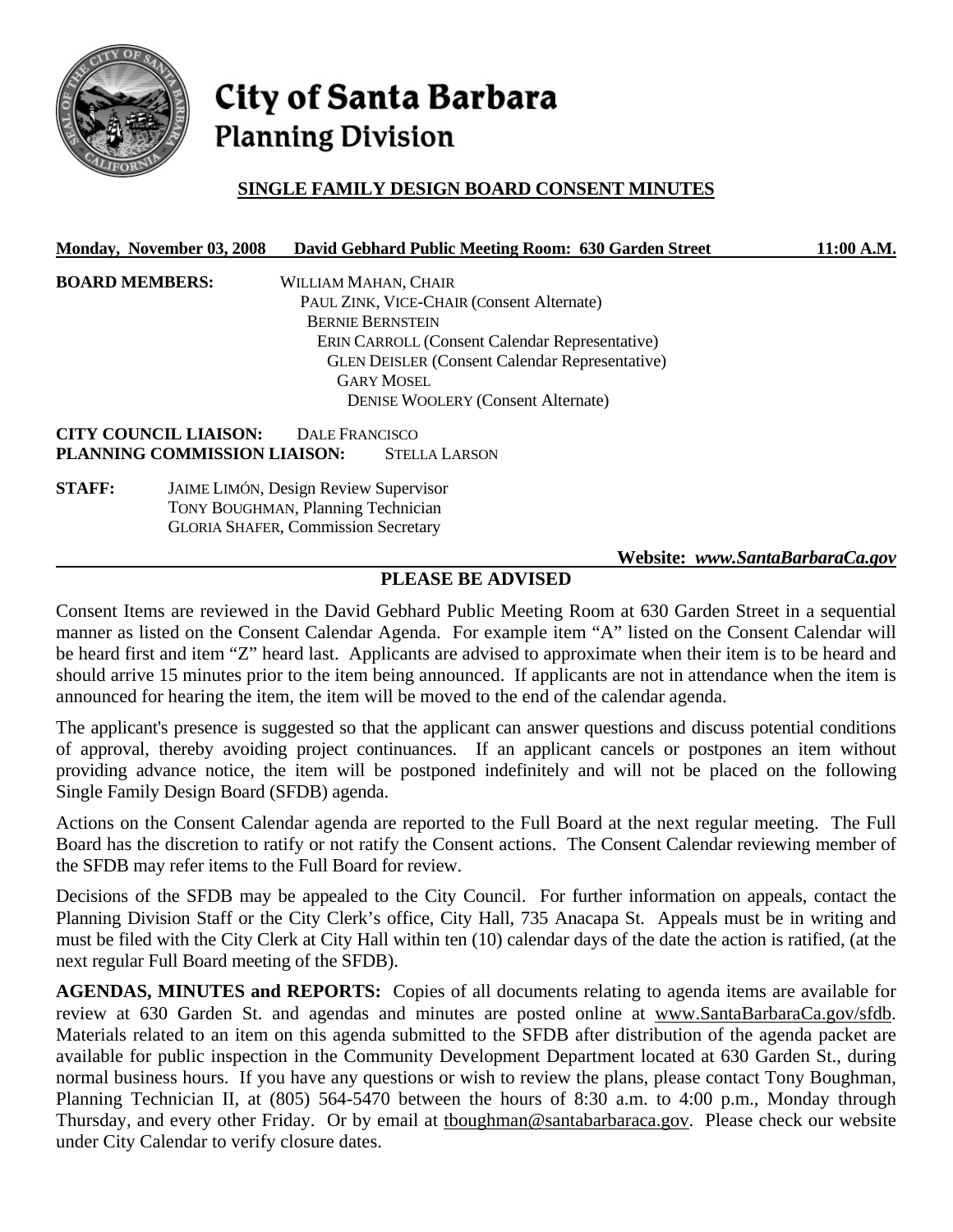# City of Santa Barbara
## Planning Division

### SINGLE FAMILY DESIGN BOARD CONSENT MINUTES

**Monday, November 03, 2008 David Gebhard Public Meeting Room: 630 Garden Street 11:00 A.M.**

**BOARD MEMBERS:**
WILLIAM MAHAN, CHAIR
PAUL ZINK, VICE-CHAIR (Consent Alternate)
BERNIE BERNSTEIN
ERIN CARROLL (Consent Calendar Representative)
GLEN DEISLER (Consent Calendar Representative)
GARY MOSEL
DENISE WOOLERY (Consent Alternate)

**CITY COUNCIL LIAISON:** DALE FRANCISCO
**PLANNING COMMISSION LIAISON:** STELLA LARSON

**STAFF:**
JAIME LIMÓN, Design Review Supervisor
TONY BOUGHMAN, Planning Technician
GLORIA SHAFER, Commission Secretary

**Website: *www.SantaBarbaraCa.gov***

### PLEASE BE ADVISED

Consent Items are reviewed in the David Gebhard Public Meeting Room at 630 Garden Street in a sequential manner as listed on the Consent Calendar Agenda. For example item "A" listed on the Consent Calendar will be heard first and item "Z" heard last. Applicants are advised to approximate when their item is to be heard and should arrive 15 minutes prior to the item being announced. If applicants are not in attendance when the item is announced for hearing the item, the item will be moved to the end of the calendar agenda.

The applicant's presence is suggested so that the applicant can answer questions and discuss potential conditions of approval, thereby avoiding project continuances. If an applicant cancels or postpones an item without providing advance notice, the item will be postponed indefinitely and will not be placed on the following Single Family Design Board (SFDB) agenda.

Actions on the Consent Calendar agenda are reported to the Full Board at the next regular meeting. The Full Board has the discretion to ratify or not ratify the Consent actions. The Consent Calendar reviewing member of the SFDB may refer items to the Full Board for review.

Decisions of the SFDB may be appealed to the City Council. For further information on appeals, contact the Planning Division Staff or the City Clerk's office, City Hall, 735 Anacapa St. Appeals must be in writing and must be filed with the City Clerk at City Hall within ten (10) calendar days of the date the action is ratified, (at the next regular Full Board meeting of the SFDB).

**AGENDAS, MINUTES and REPORTS:** Copies of all documents relating to agenda items are available for review at 630 Garden St. and agendas and minutes are posted online at www.SantaBarbaraCa.gov/sfdb. Materials related to an item on this agenda submitted to the SFDB after distribution of the agenda packet are available for public inspection in the Community Development Department located at 630 Garden St., during normal business hours. If you have any questions or wish to review the plans, please contact Tony Boughman, Planning Technician II, at (805) 564-5470 between the hours of 8:30 a.m. to 4:00 p.m., Monday through Thursday, and every other Friday. Or by email at tboughman@santabarbaraca.gov. Please check our website under City Calendar to verify closure dates.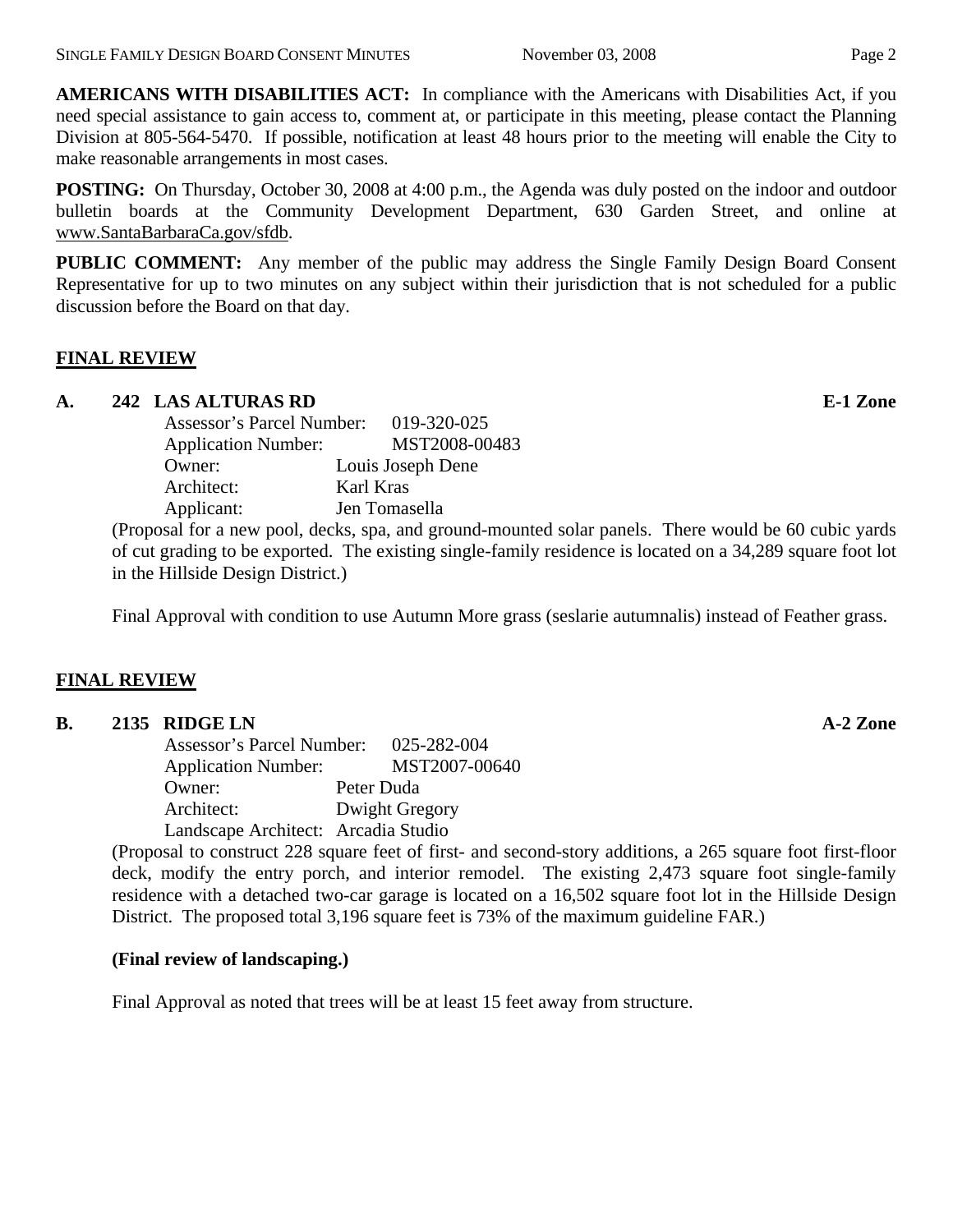**AMERICANS WITH DISABILITIES ACT:** In compliance with the Americans with Disabilities Act, if you need special assistance to gain access to, comment at, or participate in this meeting, please contact the Planning Division at 805-564-5470. If possible, notification at least 48 hours prior to the meeting will enable the City to make reasonable arrangements in most cases.

**POSTING:** On Thursday, October 30, 2008 at 4:00 p.m., the Agenda was duly posted on the indoor and outdoor bulletin boards at the Community Development Department, 630 Garden Street, and online at www.SantaBarbaraCa.gov/sfdb.

**PUBLIC COMMENT:** Any member of the public may address the Single Family Design Board Consent Representative for up to two minutes on any subject within their jurisdiction that is not scheduled for a public discussion before the Board on that day.

## FINAL REVIEW

### A. 242 LAS ALTURAS RD — E-1 Zone

Assessor's Parcel Number: 019-320-025
Application Number: MST2008-00483
Owner: Louis Joseph Dene
Architect: Karl Kras
Applicant: Jen Tomasella

(Proposal for a new pool, decks, spa, and ground-mounted solar panels. There would be 60 cubic yards of cut grading to be exported. The existing single-family residence is located on a 34,289 square foot lot in the Hillside Design District.)

Final Approval with condition to use Autumn More grass (seslarie autumnalis) instead of Feather grass.

## FINAL REVIEW

### B. 2135 RIDGE LN — A-2 Zone

Assessor's Parcel Number: 025-282-004
Application Number: MST2007-00640
Owner: Peter Duda
Architect: Dwight Gregory
Landscape Architect: Arcadia Studio

(Proposal to construct 228 square feet of first- and second-story additions, a 265 square foot first-floor deck, modify the entry porch, and interior remodel. The existing 2,473 square foot single-family residence with a detached two-car garage is located on a 16,502 square foot lot in the Hillside Design District. The proposed total 3,196 square feet is 73% of the maximum guideline FAR.)

**(Final review of landscaping.)**

Final Approval as noted that trees will be at least 15 feet away from structure.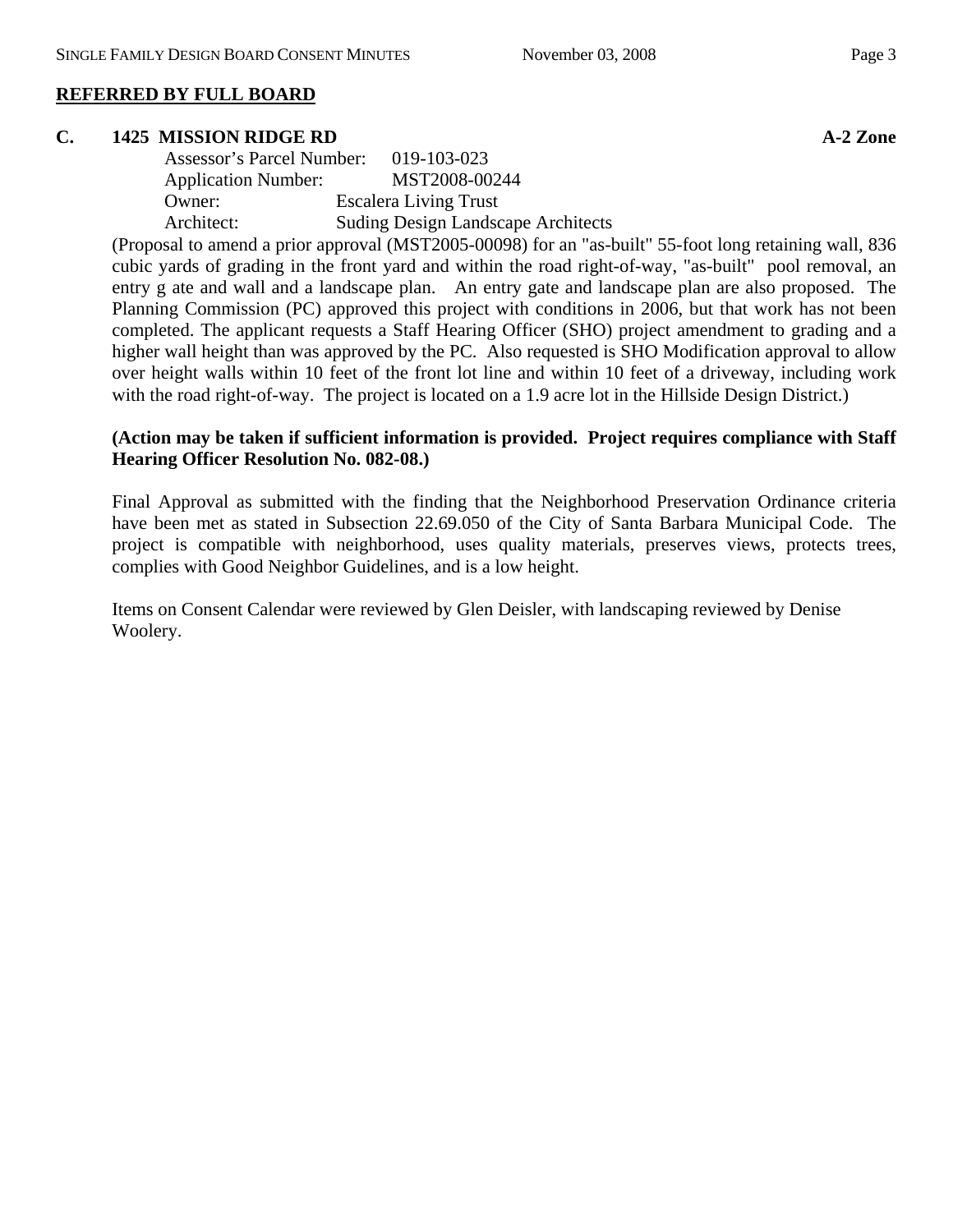## REFERRED BY FULL BOARD

**C. 1425 MISSION RIDGE RD** **A-2 Zone**

Assessor's Parcel Number: 019-103-023
Application Number: MST2008-00244
Owner: Escalera Living Trust
Architect: Suding Design Landscape Architects

(Proposal to amend a prior approval (MST2005-00098) for an "as-built" 55-foot long retaining wall, 836 cubic yards of grading in the front yard and within the road right-of-way, "as-built" pool removal, an entry g ate and wall and a landscape plan. An entry gate and landscape plan are also proposed. The Planning Commission (PC) approved this project with conditions in 2006, but that work has not been completed. The applicant requests a Staff Hearing Officer (SHO) project amendment to grading and a higher wall height than was approved by the PC. Also requested is SHO Modification approval to allow over height walls within 10 feet of the front lot line and within 10 feet of a driveway, including work with the road right-of-way. The project is located on a 1.9 acre lot in the Hillside Design District.)

**(Action may be taken if sufficient information is provided. Project requires compliance with Staff Hearing Officer Resolution No. 082-08.)**

Final Approval as submitted with the finding that the Neighborhood Preservation Ordinance criteria have been met as stated in Subsection 22.69.050 of the City of Santa Barbara Municipal Code. The project is compatible with neighborhood, uses quality materials, preserves views, protects trees, complies with Good Neighbor Guidelines, and is a low height.

Items on Consent Calendar were reviewed by Glen Deisler, with landscaping reviewed by Denise Woolery.